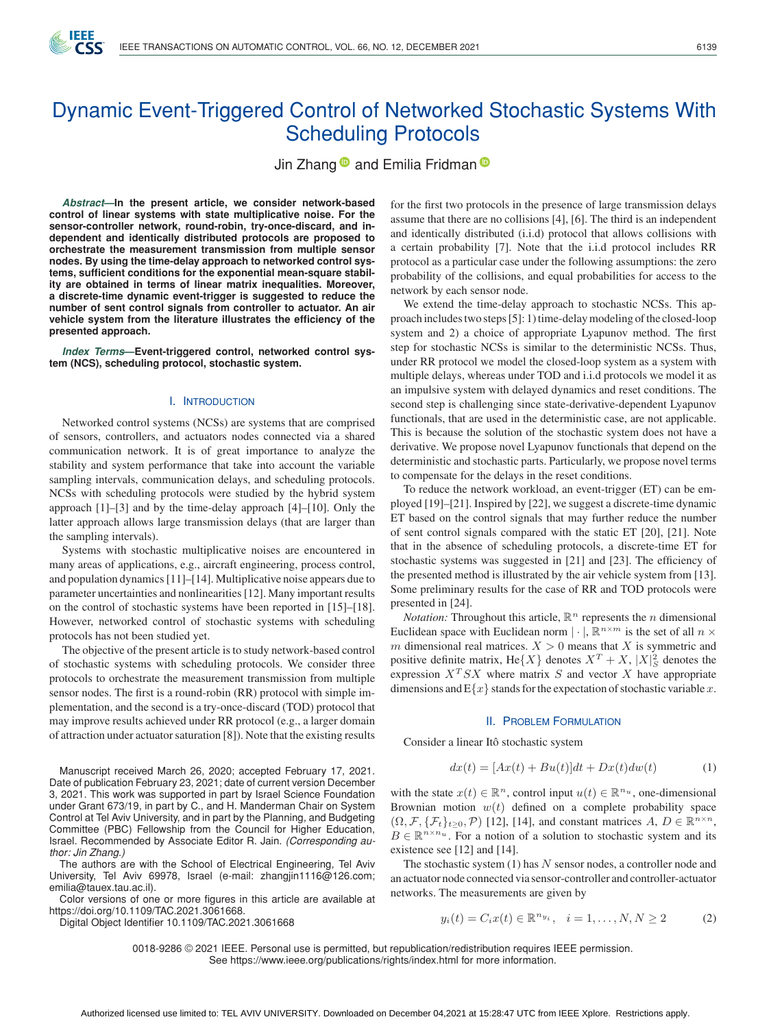# Dynamic Event-Triggered Control of Networked Stochastic Systems With Scheduling Protocols

Jin Zhang and Emilia Fridman

***Abstract*—In the present article, we consider network-based control of linear systems with state multiplicative noise. For the sensor-controller network, round-robin, try-once-discard, and independent and identically distributed protocols are proposed to orchestrate the measurement transmission from multiple sensor nodes. By using the time-delay approach to networked control systems, sufficient conditions for the exponential mean-square stability are obtained in terms of linear matrix inequalities. Moreover, a discrete-time dynamic event-trigger is suggested to reduce the number of sent control signals from controller to actuator. An air vehicle system from the literature illustrates the efficiency of the presented approach.**

***Index Terms*—Event-triggered control, networked control system (NCS), scheduling protocol, stochastic system.**

## I. Introduction

Networked control systems (NCSs) are systems that are comprised of sensors, controllers, and actuators nodes connected via a shared communication network. It is of great importance to analyze the stability and system performance that take into account the variable sampling intervals, communication delays, and scheduling protocols. NCSs with scheduling protocols were studied by the hybrid system approach [1]–[3] and by the time-delay approach [4]–[10]. Only the latter approach allows large transmission delays (that are larger than the sampling intervals).

Systems with stochastic multiplicative noises are encountered in many areas of applications, e.g., aircraft engineering, process control, and population dynamics [11]–[14]. Multiplicative noise appears due to parameter uncertainties and nonlinearities [12]. Many important results on the control of stochastic systems have been reported in [15]–[18]. However, networked control of stochastic systems with scheduling protocols has not been studied yet.

The objective of the present article is to study network-based control of stochastic systems with scheduling protocols. We consider three protocols to orchestrate the measurement transmission from multiple sensor nodes. The first is a round-robin (RR) protocol with simple implementation, and the second is a try-once-discard (TOD) protocol that may improve results achieved under RR protocol (e.g., a larger domain of attraction under actuator saturation [8]). Note that the existing results for the first two protocols in the presence of large transmission delays assume that there are no collisions [4], [6]. The third is an independent and identically distributed (i.i.d) protocol that allows collisions with a certain probability [7]. Note that the i.i.d protocol includes RR protocol as a particular case under the following assumptions: the zero probability of the collisions, and equal probabilities for access to the network by each sensor node.

We extend the time-delay approach to stochastic NCSs. This approach includes two steps [5]: 1) time-delay modeling of the closed-loop system and 2) a choice of appropriate Lyapunov functionals. The first step for stochastic NCSs is similar to the deterministic NCSs. Thus, under RR protocol we model the closed-loop system as a system with multiple delays, whereas under TOD and i.i.d protocols we model it as an impulsive system with delayed dynamics and reset conditions. The second step is challenging since state-derivative-dependent Lyapunov functionals, that are used in the deterministic case, are not applicable. This is because the solution of the stochastic system does not have a derivative. We propose novel Lyapunov functionals that depend on the deterministic and stochastic parts. Particularly, we propose novel terms to compensate for the delays in the reset conditions.

To reduce the network workload, an event-trigger (ET) can be employed [19]–[21]. Inspired by [22], we suggest a discrete-time dynamic ET based on the control signals that may further reduce the number of sent control signals compared with the static ET [20], [21]. Note that in the absence of scheduling protocols, a discrete-time ET for stochastic systems was suggested in [21] and [23]. The efficiency of the presented method is illustrated by the air vehicle system from [13]. Some preliminary results for the case of RR and TOD protocols were presented in [24].

*Notation:* Throughout this article, $\mathbb{R}^n$ represents the $n$ dimensional Euclidean space with Euclidean norm $|\cdot|$, $\mathbb{R}^{n\times m}$ is the set of all $n \times m$ dimensional real matrices. $X > 0$ means that $X$ is symmetric and positive definite matrix, $\text{He}\{X\}$ denotes $X^T + X$, $|X|_S^2$ denotes the expression $X^T SX$ where matrix $S$ and vector $X$ have appropriate dimensions and $\mathrm{E}\{x\}$ stands for the expectation of stochastic variable $x$.

## II. Problem Formulation

Consider a linear Itô stochastic system

$$dx(t) = [Ax(t) + Bu(t)]dt + Dx(t)dw(t) \tag{1}$$

with the state $x(t) \in \mathbb{R}^n$, control input $u(t) \in \mathbb{R}^{n_u}$, one-dimensional Brownian motion $w(t)$ defined on a complete probability space $(\Omega, \mathcal{F}, \{\mathcal{F}_t\}_{t\geq 0}, \mathcal{P})$ [12], [14], and constant matrices $A$, $D \in \mathbb{R}^{n\times n}$, $B \in \mathbb{R}^{n\times n_u}$. For a notion of a solution to stochastic system and its existence see [12] and [14].

The stochastic system (1) has $N$ sensor nodes, a controller node and an actuator node connected via sensor-controller and controller-actuator networks. The measurements are given by

$$y_i(t) = C_i x(t) \in \mathbb{R}^{n_{y_i}}, \quad i = 1, \ldots, N, N \geq 2 \tag{2}$$

Manuscript received March 26, 2020; accepted February 17, 2021. Date of publication February 23, 2021; date of current version December 3, 2021. This work was supported in part by Israel Science Foundation under Grant 673/19, in part by C., and H. Manderman Chair on System Control at Tel Aviv University, and in part by the Planning, and Budgeting Committee (PBC) Fellowship from the Council for Higher Education, Israel. Recommended by Associate Editor R. Jain. *(Corresponding author: Jin Zhang.)*

The authors are with the School of Electrical Engineering, Tel Aviv University, Tel Aviv 69978, Israel (e-mail: zhangjin1116@126.com; emilia@tauex.tau.ac.il).

Color versions of one or more figures in this article are available at https://doi.org/10.1109/TAC.2021.3061668.

Digital Object Identifier 10.1109/TAC.2021.3061668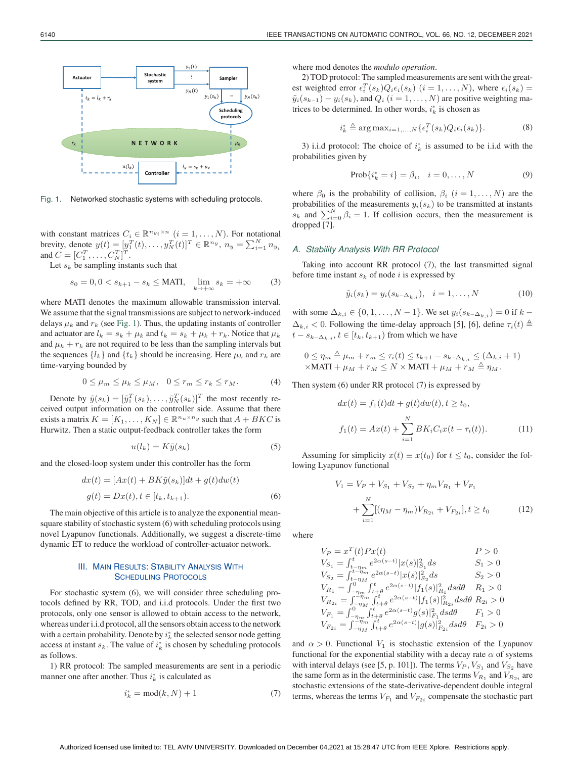Fig. 1. Networked stochastic systems with scheduling protocols.

with constant matrices $C_i \in \mathbb{R}^{n_{y_i}\times n}$ $(i=1,\ldots,N)$. For notational brevity, denote $y(t)=[y_1^T(t),\ldots,y_N^T(t)]^T \in \mathbb{R}^{n_y}$, $n_y=\sum_{i=1}^N n_{y_i}$ and $C=[C_1^T,\ldots,C_N^T]^T$.

Let $s_k$ be sampling instants such that

$$s_0=0, 0<s_{k+1}-s_k \le \text{MATI}, \quad \lim_{k\to+\infty} s_k=+\infty \tag{3}$$

where MATI denotes the maximum allowable transmission interval. We assume that the signal transmissions are subject to network-induced delays $\mu_k$ and $r_k$ (see Fig. 1). Thus, the updating instants of controller and actuator are $l_k=s_k+\mu_k$ and $t_k=s_k+\mu_k+r_k$. Notice that $\mu_k$ and $\mu_k+r_k$ are not required to be less than the sampling intervals but the sequences $\{l_k\}$ and $\{t_k\}$ should be increasing. Here $\mu_k$ and $r_k$ are time-varying bounded by

$$0\le \mu_m \le \mu_k \le \mu_M, \quad 0\le r_m \le r_k \le r_M. \tag{4}$$

Denote by $\bar{y}(s_k)=[\bar{y}_1^T(s_k),\ldots,\bar{y}_N^T(s_k)]^T$ the most recently received output information on the controller side. Assume that there exists a matrix $K=[K_1,\ldots,K_N]\in\mathbb{R}^{n_u\times n_y}$ such that $A+BKC$ is Hurwitz. Then a static output-feedback controller takes the form

$$u(l_k)=K\bar{y}(s_k) \tag{5}$$

and the closed-loop system under this controller has the form

$$\begin{aligned} dx(t)&=[Ax(t)+BK\bar{y}(s_k)]dt+g(t)dw(t)\\ g(t)&=Dx(t), t\in[t_k,t_{k+1}). \end{aligned} \tag{6}$$

The main objective of this article is to analyze the exponential mean-square stability of stochastic system (6) with scheduling protocols using novel Lyapunov functionals. Additionally, we suggest a discrete-time dynamic ET to reduce the workload of controller-actuator network.

## III. Main Results: Stability Analysis With Scheduling Protocols

For stochastic system (6), we will consider three scheduling protocols defined by RR, TOD, and i.i.d protocols. Under the first two protocols, only one sensor is allowed to obtain access to the network, whereas under i.i.d protocol, all the sensors obtain access to the network with a certain probability. Denote by $i_k^*$ the selected sensor node getting access at instant $s_k$. The value of $i_k^*$ is chosen by scheduling protocols as follows.

1) RR protocol: The sampled measurements are sent in a periodic manner one after another. Thus $i_k^*$ is calculated as

$$i_k^*=\text{mod}(k,N)+1 \tag{7}$$

where mod denotes the *modulo operation*.

2) TOD protocol: The sampled measurements are sent with the greatest weighted error $\epsilon_i^T(s_k)Q_i\epsilon_i(s_k)$ $(i=1,\ldots,N)$, where $\epsilon_i(s_k)=\bar{y}_i(s_{k-1})-y_i(s_k)$, and $Q_i$ $(i=1,\ldots,N)$ are positive weighting matrices to be determined. In other words, $i_k^*$ is chosen as

$$i_k^* \triangleq \arg\max_{i=1,\ldots,N}\{\epsilon_i^T(s_k)Q_i\epsilon_i(s_k)\}. \tag{8}$$

3) i.i.d protocol: The choice of $i_k^*$ is assumed to be i.i.d with the probabilities given by

$$\text{Prob}\{i_k^*=i\}=\beta_i, \quad i=0,\ldots,N \tag{9}$$

where $\beta_0$ is the probability of collision, $\beta_i$ $(i=1,\ldots,N)$ are the probabilities of the measurements $y_i(s_k)$ to be transmitted at instants $s_k$ and $\sum_{i=0}^N \beta_i=1$. If collision occurs, then the measurement is dropped [7].

### A. Stability Analysis With RR Protocol

Taking into account RR protocol (7), the last transmitted signal before time instant $s_k$ of node $i$ is expressed by

$$\bar{y}_i(s_k)=y_i(s_{k-\Delta_{k,i}}), \quad i=1,\ldots,N \tag{10}$$

with some $\Delta_{k,i}\in\{0,1,\ldots,N-1\}$. We set $y_i(s_{k-\Delta_{k,i}})=0$ if $k-\Delta_{k,i}<0$. Following the time-delay approach [5], [6], define $\tau_i(t)\triangleq t-s_{k-\Delta_{k,i}}$, $t\in[t_k,t_{k+1})$ from which we have

$$\begin{aligned} &0\le \eta_m \triangleq \mu_m+r_m \le \tau_i(t)\le t_{k+1}-s_{k-\Delta_{k,i}} \le (\Delta_{k,i}+1)\\ &\times\text{MATI}+\mu_M+r_M \le N\times\text{MATI}+\mu_M+r_M \triangleq \eta_M. \end{aligned}$$

Then system (6) under RR protocol (7) is expressed by

$$\begin{aligned} dx(t)&=f_1(t)dt+g(t)dw(t), t\ge t_0,\\ f_1(t)&=Ax(t)+\sum_{i=1}^N BK_iC_ix(t-\tau_i(t)). \end{aligned} \tag{11}$$

Assuming for simplicity $x(t)\equiv x(t_0)$ for $t\le t_0$, consider the following Lyapunov functional

$$\begin{aligned} V_1&=V_P+V_{S_1}+V_{S_2}+\eta_m V_{R_1}+V_{F_1}\\ &+\sum_{i=1}^N[(\eta_M-\eta_m)V_{R_{2i}}+V_{F_{2i}}], t\ge t_0 \end{aligned} \tag{12}$$

where

$$\begin{array}{ll} V_P=x^T(t)Px(t) & P>0\\ V_{S_1}=\int_{t-\eta_m}^t e^{2\alpha(s-t)}|x(s)|_{S_1}^2 ds & S_1>0\\ V_{S_2}=\int_{t-\eta_M}^{t-\eta_m} e^{2\alpha(s-t)}|x(s)|_{S_2}^2 ds & S_2>0\\ V_{R_1}=\int_{-\eta_m}^0\int_{t+\theta}^t e^{2\alpha(s-t)}|f_1(s)|_{R_1}^2 dsd\theta & R_1>0\\ V_{R_{2i}}=\int_{-\eta_M}^{-\eta_m}\int_{t+\theta}^t e^{2\alpha(s-t)}|f_1(s)|_{R_{2i}}^2 dsd\theta & R_{2i}>0\\ V_{F_1}=\int_{-\eta_m}^0\int_{t+\theta}^t e^{2\alpha(s-t)}|g(s)|_{F_1}^2 dsd\theta & F_1>0\\ V_{F_{2i}}=\int_{-\eta_M}^{-\eta_m}\int_{t+\theta}^t e^{2\alpha(s-t)}|g(s)|_{F_{2i}}^2 dsd\theta & F_{2i}>0 \end{array}$$

and $\alpha>0$. Functional $V_1$ is stochastic extension of the Lyapunov functional for the exponential stability with a decay rate $\alpha$ of systems with interval delays (see [5, p. 101]). The terms $V_P, V_{S_1}$ and $V_{S_2}$ have the same form as in the deterministic case. The terms $V_{R_1}$ and $V_{R_{2i}}$ are stochastic extensions of the state-derivative-dependent double integral terms, whereas the terms $V_{F_1}$ and $V_{F_{2i}}$ compensate the stochastic part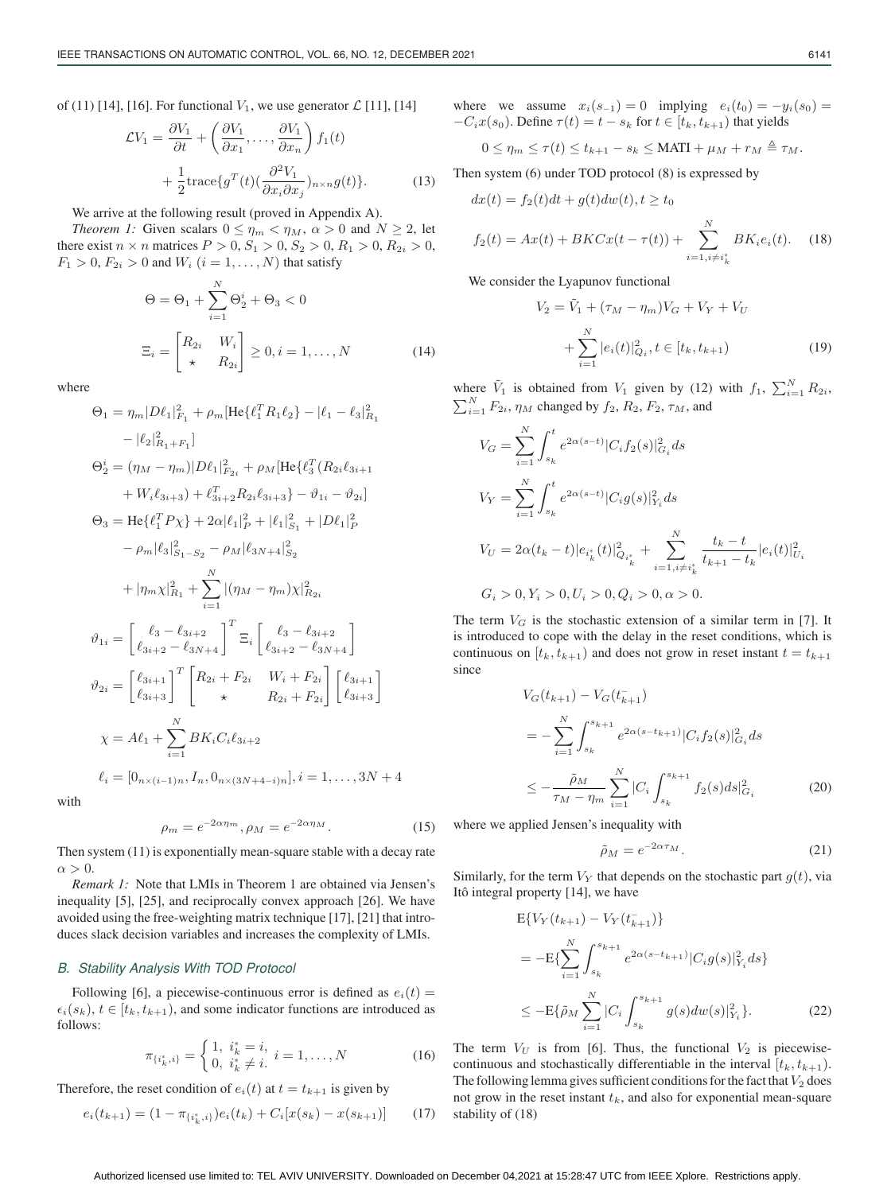of (11) [14], [16]. For functional $V_1$, we use generator $\mathcal{L}$ [11], [14]

$$\mathcal{L}V_1 = \frac{\partial V_1}{\partial t} + \left(\frac{\partial V_1}{\partial x_1}, \dots, \frac{\partial V_1}{\partial x_n}\right) f_1(t) + \frac{1}{2}\text{trace}\{g^T(t)(\frac{\partial^2 V_1}{\partial x_i \partial x_j})_{n\times n} g(t)\}. \tag{13}$$

We arrive at the following result (proved in Appendix A).

*Theorem 1:* Given scalars $0 \le \eta_m < \eta_M$, $\alpha > 0$ and $N \ge 2$, let there exist $n \times n$ matrices $P > 0$, $S_1 > 0$, $S_2 > 0$, $R_1 > 0$, $R_{2i} > 0$, $F_1 > 0$, $F_{2i} > 0$ and $W_i$ $(i = 1, \dots, N)$ that satisfy

$$\Theta = \Theta_1 + \sum_{i=1}^{N} \Theta_2^i + \Theta_3 < 0$$
$$\Xi_i = \begin{bmatrix} R_{2i} & W_i \\ \star & R_{2i} \end{bmatrix} \ge 0, i = 1, \dots, N \tag{14}$$

where

$$\Theta_1 = \eta_m |D\ell_1|^2_{F_1} + \rho_m [\text{He}\{\ell_1^T R_1 \ell_2\} - |\ell_1 - \ell_3|^2_{R_1} - |\ell_2|^2_{R_1+F_1}]$$
$$\Theta_2^i = (\eta_M - \eta_m)|D\ell_1|^2_{F_{2i}} + \rho_M [\text{He}\{\ell_3^T (R_{2i}\ell_{3i+1} + W_i \ell_{3i+3}) + \ell_{3i+2}^T R_{2i} \ell_{3i+3}\} - \vartheta_{1i} - \vartheta_{2i}]$$
$$\Theta_3 = \text{He}\{\ell_1^T P \chi\} + 2\alpha|\ell_1|^2_P + |\ell_1|^2_{S_1} + |D\ell_1|^2_P - \rho_m |\ell_3|^2_{S_1 - S_2} - \rho_M |\ell_{3N+4}|^2_{S_2} + |\eta_m \chi|^2_{R_1} + \sum_{i=1}^{N} |(\eta_M - \eta_m)\chi|^2_{R_{2i}}$$
$$\vartheta_{1i} = \begin{bmatrix} \ell_3 - \ell_{3i+2} \\ \ell_{3i+2} - \ell_{3N+4} \end{bmatrix}^T \Xi_i \begin{bmatrix} \ell_3 - \ell_{3i+2} \\ \ell_{3i+2} - \ell_{3N+4} \end{bmatrix}$$
$$\vartheta_{2i} = \begin{bmatrix} \ell_{3i+1} \\ \ell_{3i+3} \end{bmatrix}^T \begin{bmatrix} R_{2i} + F_{2i} & W_i + F_{2i} \\ \star & R_{2i} + F_{2i} \end{bmatrix} \begin{bmatrix} \ell_{3i+1} \\ \ell_{3i+3} \end{bmatrix}$$
$$\chi = A\ell_1 + \sum_{i=1}^{N} BK_i C_i \ell_{3i+2}$$
$$\ell_i = [0_{n\times(i-1)n}, I_n, 0_{n\times(3N+4-i)n}], i = 1, \dots, 3N+4$$

with

$$\rho_m = e^{-2\alpha\eta_m}, \rho_M = e^{-2\alpha\eta_M}. \tag{15}$$

Then system (11) is exponentially mean-square stable with a decay rate $\alpha > 0$.

*Remark 1:* Note that LMIs in Theorem 1 are obtained via Jensen's inequality [5], [25], and reciprocally convex approach [26]. We have avoided using the free-weighting matrix technique [17], [21] that introduces slack decision variables and increases the complexity of LMIs.

### *B. Stability Analysis With TOD Protocol*

Following [6], a piecewise-continuous error is defined as $e_i(t) = \epsilon_i(s_k)$, $t \in [t_k, t_{k+1})$, and some indicator functions are introduced as follows:

$$\pi_{\{i_k^*, i\}} = \begin{cases} 1, & i_k^* = i, \\ 0, & i_k^* \ne i. \end{cases} \quad i = 1, \dots, N \tag{16}$$

Therefore, the reset condition of $e_i(t)$ at $t = t_{k+1}$ is given by

$$e_i(t_{k+1}) = (1 - \pi_{\{i_k^*, i\}}) e_i(t_k) + C_i[x(s_k) - x(s_{k+1})] \tag{17}$$

where we assume $x_i(s_{-1}) = 0$ implying $e_i(t_0) = -y_i(s_0) = -C_i x(s_0)$. Define $\tau(t) = t - s_k$ for $t \in [t_k, t_{k+1})$ that yields

$$0 \le \eta_m \le \tau(t) \le t_{k+1} - s_k \le \text{MATI} + \mu_M + r_M \triangleq \tau_M.$$

Then system (6) under TOD protocol (8) is expressed by

$$dx(t) = f_2(t)dt + g(t)dw(t), t \ge t_0$$
$$f_2(t) = Ax(t) + BKCx(t - \tau(t)) + \sum_{i=1, i\ne i_k^*}^{N} BK_i e_i(t). \tag{18}$$

We consider the Lyapunov functional

$$V_2 = \tilde{V}_1 + (\tau_M - \eta_m)V_G + V_Y + V_U + \sum_{i=1}^{N} |e_i(t)|^2_{Q_i}, t \in [t_k, t_{k+1}) \tag{19}$$

where $\tilde{V}_1$ is obtained from $V_1$ given by (12) with $f_1$, $\sum_{i=1}^N R_{2i}$, $\sum_{i=1}^N F_{2i}$, $\eta_M$ changed by $f_2$, $R_2$, $F_2$, $\tau_M$, and

$$V_G = \sum_{i=1}^{N} \int_{s_k}^{t} e^{2\alpha(s-t)} |C_i f_2(s)|^2_{G_i} ds$$
$$V_Y = \sum_{i=1}^{N} \int_{s_k}^{t} e^{2\alpha(s-t)} |C_i g(s)|^2_{Y_i} ds$$
$$V_U = 2\alpha(t_k - t)|e_{i_k^*}(t)|^2_{Q_{i_k^*}} + \sum_{i=1, i\ne i_k^*}^{N} \frac{t_k - t}{t_{k+1} - t_k} |e_i(t)|^2_{U_i}$$
$$G_i > 0, Y_i > 0, U_i > 0, Q_i > 0, \alpha > 0.$$

The term $V_G$ is the stochastic extension of a similar term in [7]. It is introduced to cope with the delay in the reset conditions, which is continuous on $[t_k, t_{k+1})$ and does not grow in reset instant $t = t_{k+1}$ since

$$V_G(t_{k+1}) - V_G(t_{k+1}^-) = -\sum_{i=1}^{N} \int_{s_k}^{s_{k+1}} e^{2\alpha(s - t_{k+1})} |C_i f_2(s)|^2_{G_i} ds \le -\frac{\tilde{\rho}_M}{\tau_M - \eta_m} \sum_{i=1}^{N} |C_i \int_{s_k}^{s_{k+1}} f_2(s)ds|^2_{G_i} \tag{20}$$

where we applied Jensen's inequality with

$$\tilde{\rho}_M = e^{-2\alpha\tau_M}. \tag{21}$$

Similarly, for the term $V_Y$ that depends on the stochastic part $g(t)$, via Itô integral property [14], we have

$$\text{E}\{V_Y(t_{k+1}) - V_Y(t_{k+1}^-)\} = -\text{E}\{\sum_{i=1}^{N} \int_{s_k}^{s_{k+1}} e^{2\alpha(s-t_{k+1})} |C_i g(s)|^2_{Y_i} ds\} \le -\text{E}\{\tilde{\rho}_M \sum_{i=1}^{N} |C_i \int_{s_k}^{s_{k+1}} g(s)dw(s)|^2_{Y_i}\}. \tag{22}$$

The term $V_U$ is from [6]. Thus, the functional $V_2$ is piecewise-continuous and stochastically differentiable in the interval $[t_k, t_{k+1})$. The following lemma gives sufficient conditions for the fact that $V_2$ does not grow in the reset instant $t_k$, and also for exponential mean-square stability of (18)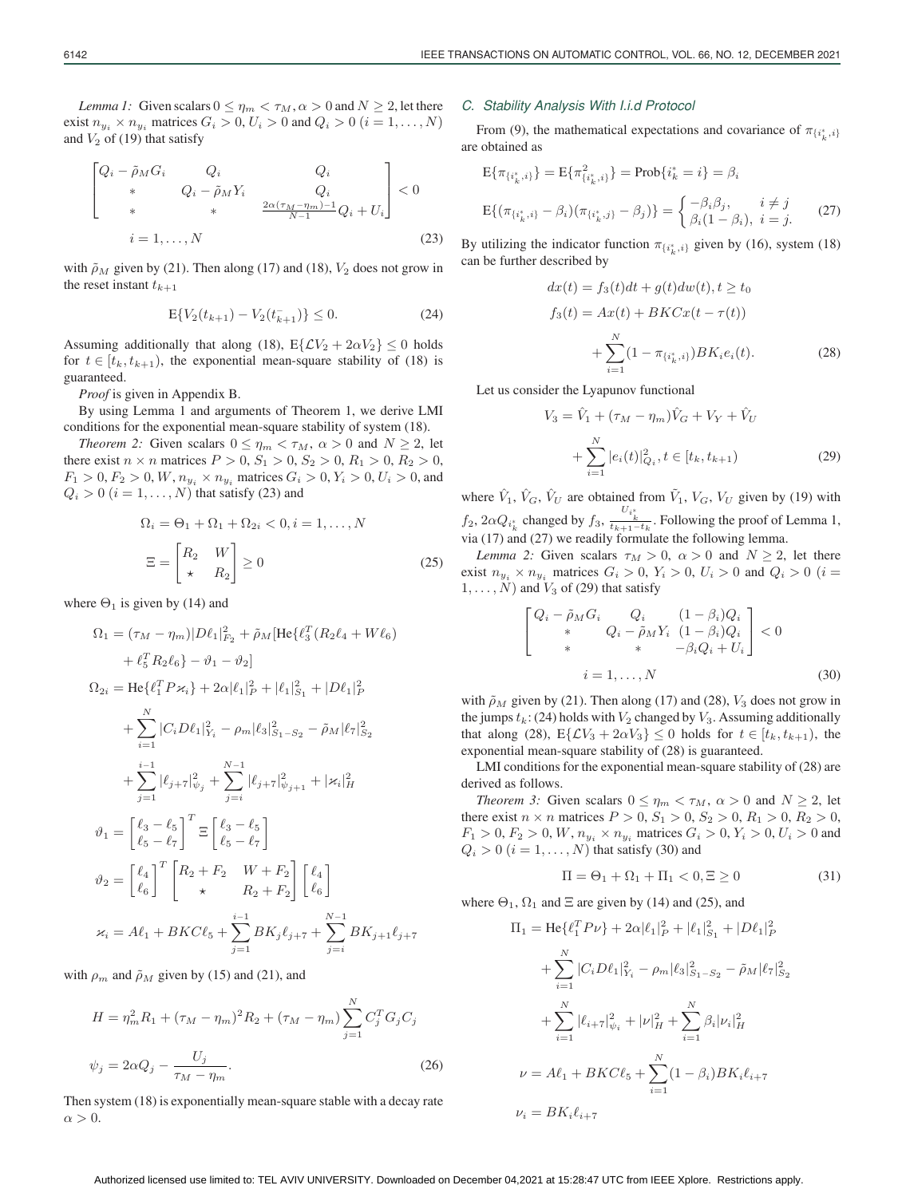*Lemma 1:* Given scalars $0 \leq \eta_m < \tau_M, \alpha > 0$ and $N \geq 2$, let there exist $n_{y_i} \times n_{y_i}$ matrices $G_i > 0, U_i > 0$ and $Q_i > 0$ $(i = 1, \ldots, N)$ and $V_2$ of (19) that satisfy

$$\begin{bmatrix} Q_i - \tilde{\rho}_M G_i & Q_i & Q_i \\ * & Q_i - \tilde{\rho}_M Y_i & Q_i \\ * & * & \frac{2\alpha(\tau_M - \eta_m) - 1}{N-1} Q_i + U_i \end{bmatrix} < 0$$

$$i = 1, \ldots, N \tag{23}$$

with $\tilde{\rho}_M$ given by (21). Then along (17) and (18), $V_2$ does not grow in the reset instant $t_{k+1}$

$$\mathrm{E}\{V_2(t_{k+1}) - V_2(t_{k+1}^-)\} \leq 0. \tag{24}$$

Assuming additionally that along (18), $\mathrm{E}\{\mathcal{L}V_2 + 2\alpha V_2\} \leq 0$ holds for $t \in [t_k, t_{k+1})$, the exponential mean-square stability of (18) is guaranteed.

*Proof* is given in Appendix B.

By using Lemma 1 and arguments of Theorem 1, we derive LMI conditions for the exponential mean-square stability of system (18).

*Theorem 2:* Given scalars $0 \leq \eta_m < \tau_M$, $\alpha > 0$ and $N \geq 2$, let there exist $n \times n$ matrices $P > 0$, $S_1 > 0$, $S_2 > 0$, $R_1 > 0$, $R_2 > 0$, $F_1 > 0, F_2 > 0, W, n_{y_i} \times n_{y_i}$ matrices $G_i > 0, Y_i > 0, U_i > 0$, and $Q_i > 0$ $(i = 1, \ldots, N)$ that satisfy (23) and

$$\Omega_i = \Theta_1 + \Omega_1 + \Omega_{2i} < 0, i = 1, \ldots, N$$

$$\Xi = \begin{bmatrix} R_2 & W \\ \star & R_2 \end{bmatrix} \geq 0 \tag{25}$$

where $\Theta_1$ is given by (14) and

$$\Omega_1 = (\tau_M - \eta_m)|D\ell_1|^2_{F_2} + \tilde{\rho}_M[\mathrm{He}\{\ell_3^T(R_2\ell_4 + W\ell_6) + \ell_5^T R_2 \ell_6\} - \vartheta_1 - \vartheta_2]$$

$$\Omega_{2i} = \mathrm{He}\{\ell_1^T P \varkappa_i\} + 2\alpha|\ell_1|^2_P + |\ell_1|^2_{S_1} + |D\ell_1|^2_P + \sum_{i=1}^{N} |C_i D\ell_1|^2_{Y_i} - \rho_m|\ell_3|^2_{S_1 - S_2} - \tilde{\rho}_M|\ell_7|^2_{S_2} + \sum_{j=1}^{i-1} |\ell_{j+7}|^2_{\psi_j} + \sum_{j=i}^{N-1} |\ell_{j+7}|^2_{\psi_{j+1}} + |\varkappa_i|^2_H$$

$$\vartheta_1 = \begin{bmatrix} \ell_3 - \ell_5 \\ \ell_5 - \ell_7 \end{bmatrix}^T \Xi \begin{bmatrix} \ell_3 - \ell_5 \\ \ell_5 - \ell_7 \end{bmatrix}$$

$$\vartheta_2 = \begin{bmatrix} \ell_4 \\ \ell_6 \end{bmatrix}^T \begin{bmatrix} R_2 + F_2 & W + F_2 \\ \star & R_2 + F_2 \end{bmatrix} \begin{bmatrix} \ell_4 \\ \ell_6 \end{bmatrix}$$

$$\varkappa_i = A\ell_1 + BKC\ell_5 + \sum_{j=1}^{i-1} BK_j \ell_{j+7} + \sum_{j=i}^{N-1} BK_{j+1}\ell_{j+7}$$

with $\rho_m$ and $\tilde{\rho}_M$ given by (15) and (21), and

$$H = \eta_m^2 R_1 + (\tau_M - \eta_m)^2 R_2 + (\tau_M - \eta_m)\sum_{j=1}^{N} C_j^T G_j C_j$$

$$\psi_j = 2\alpha Q_j - \frac{U_j}{\tau_M - \eta_m}. \tag{26}$$

Then system (18) is exponentially mean-square stable with a decay rate $\alpha > 0$.

### C. Stability Analysis With I.i.d Protocol

From (9), the mathematical expectations and covariance of $\pi_{\{i_k^*, i\}}$ are obtained as

$$\mathrm{E}\{\pi_{\{i_k^*, i\}}\} = \mathrm{E}\{\pi^2_{\{i_k^*, i\}}\} = \mathrm{Prob}\{i_k^* = i\} = \beta_i$$

$$\mathrm{E}\{(\pi_{\{i_k^*, i\}} - \beta_i)(\pi_{\{i_k^*, j\}} - \beta_j)\} = \begin{cases} -\beta_i\beta_j, & i \neq j \\ \beta_i(1 - \beta_i), & i = j. \end{cases} \tag{27}$$

By utilizing the indicator function $\pi_{\{i_k^*, i\}}$ given by (16), system (18) can be further described by

$$dx(t) = f_3(t)dt + g(t)dw(t), t \geq t_0$$

$$f_3(t) = Ax(t) + BKCx(t - \tau(t)) + \sum_{i=1}^{N}(1 - \pi_{\{i_k^*, i\}})BK_i e_i(t). \tag{28}$$

Let us consider the Lyapunov functional

$$V_3 = \hat{V}_1 + (\tau_M - \eta_m)\hat{V}_G + V_Y + \hat{V}_U + \sum_{i=1}^{N} |e_i(t)|^2_{Q_i}, t \in [t_k, t_{k+1}) \tag{29}$$

where $\hat{V}_1$, $\hat{V}_G$, $\hat{V}_U$ are obtained from $\tilde{V}_1$, $V_G$, $V_U$ given by (19) with $f_2, 2\alpha Q_{i_k^*}$ changed by $f_3$, $\frac{U_{i_k^*}}{t_{k+1} - t_k}$. Following the proof of Lemma 1, via (17) and (27) we readily formulate the following lemma.

*Lemma 2:* Given scalars $\tau_M > 0$, $\alpha > 0$ and $N \geq 2$, let there exist $n_{y_i} \times n_{y_i}$ matrices $G_i > 0$, $Y_i > 0$, $U_i > 0$ and $Q_i > 0$ $(i = 1, \ldots, N)$ and $V_3$ of (29) that satisfy

$$\begin{bmatrix} Q_i - \tilde{\rho}_M G_i & Q_i & (1 - \beta_i)Q_i \\ * & Q_i - \tilde{\rho}_M Y_i & (1 - \beta_i)Q_i \\ * & * & -\beta_i Q_i + U_i \end{bmatrix} < 0$$

$$i = 1, \ldots, N \tag{30}$$

with $\tilde{\rho}_M$ given by (21). Then along (17) and (28), $V_3$ does not grow in the jumps $t_k$: (24) holds with $V_2$ changed by $V_3$. Assuming additionally that along (28), $\mathrm{E}\{\mathcal{L}V_3 + 2\alpha V_3\} \leq 0$ holds for $t \in [t_k, t_{k+1})$, the exponential mean-square stability of (28) is guaranteed.

LMI conditions for the exponential mean-square stability of (28) are derived as follows.

*Theorem 3:* Given scalars $0 \leq \eta_m < \tau_M$, $\alpha > 0$ and $N \geq 2$, let there exist $n \times n$ matrices $P > 0$, $S_1 > 0$, $S_2 > 0$, $R_1 > 0$, $R_2 > 0$, $F_1 > 0, F_2 > 0, W, n_{y_i} \times n_{y_i}$ matrices $G_i > 0, Y_i > 0, U_i > 0$ and $Q_i > 0$ $(i = 1, \ldots, N)$ that satisfy (30) and

$$\Pi = \Theta_1 + \Omega_1 + \Pi_1 < 0, \Xi \geq 0 \tag{31}$$

where $\Theta_1$, $\Omega_1$ and $\Xi$ are given by (14) and (25), and

$$\Pi_1 = \mathrm{He}\{\ell_1^T P \nu\} + 2\alpha|\ell_1|^2_P + |\ell_1|^2_{S_1} + |D\ell_1|^2_P + \sum_{i=1}^{N} |C_i D\ell_1|^2_{Y_i} - \rho_m|\ell_3|^2_{S_1 - S_2} - \tilde{\rho}_M|\ell_7|^2_{S_2} + \sum_{i=1}^{N} |\ell_{i+7}|^2_{\psi_i} + |\nu|^2_H + \sum_{i=1}^{N} \beta_i|\nu_i|^2_H$$

$$\nu = A\ell_1 + BKC\ell_5 + \sum_{i=1}^{N}(1 - \beta_i)BK_i\ell_{i+7}$$

$$\nu_i = BK_i\ell_{i+7}$$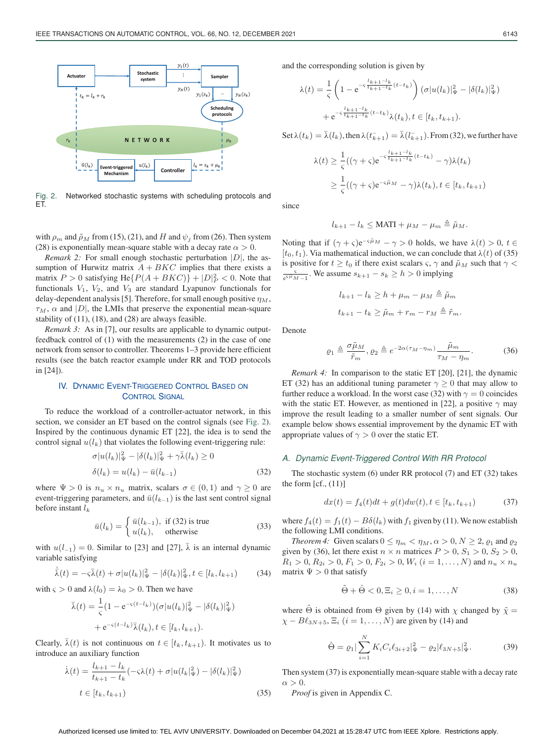Fig. 2. Networked stochastic systems with scheduling protocols and ET.

with $\rho_m$ and $\tilde{\rho}_M$ from (15), (21), and $H$ and $\psi_j$ from (26). Then system (28) is exponentially mean-square stable with a decay rate $\alpha > 0$.

*Remark 2:* For small enough stochastic perturbation $|D|$, the assumption of Hurwitz matrix $A + BKC$ implies that there exists a matrix $P > 0$ satisfying $\mathrm{He}\{P(A+BKC)\} + |D|_P^2 < 0$. Note that functionals $V_1$, $V_2$, and $V_3$ are standard Lyapunov functionals for delay-dependent analysis [5]. Therefore, for small enough positive $\eta_M$, $\tau_M$, $\alpha$ and $|D|$, the LMIs that preserve the exponential mean-square stability of (11), (18), and (28) are always feasible.

*Remark 3:* As in [7], our results are applicable to dynamic output-feedback control of (1) with the measurements (2) in the case of one network from sensor to controller. Theorems 1–3 provide here efficient results (see the batch reactor example under RR and TOD protocols in [24]).

## IV. Dynamic Event-Triggered Control Based on Control Signal

To reduce the workload of a controller-actuator network, in this section, we consider an ET based on the control signals (see Fig. 2). Inspired by the continuous dynamic ET [22], the idea is to send the control signal $u(l_k)$ that violates the following event-triggering rule:

$$\sigma|u(l_k)|_\Psi^2 - |\delta(l_k)|_\Psi^2 + \gamma\bar{\lambda}(l_k) \geq 0$$
$$\delta(l_k) = u(l_k) - \bar{u}(l_{k-1}) \tag{32}$$

where $\Psi > 0$ is $n_u \times n_u$ matrix, scalars $\sigma \in (0,1)$ and $\gamma \geq 0$ are event-triggering parameters, and $\bar{u}(l_{k-1})$ is the last sent control signal before instant $l_k$

$$\bar{u}(l_k) = \begin{cases} \bar{u}(l_{k-1}), & \text{if (32) is true} \\ u(l_k), & \text{otherwise} \end{cases} \tag{33}$$

with $u(l_{-1}) = 0$. Similar to [23] and [27], $\bar{\lambda}$ is an internal dynamic variable satisfying

$$\dot{\bar{\lambda}}(t) = -\varsigma\bar{\lambda}(t) + \sigma|u(l_k)|_\Psi^2 - |\delta(l_k)|_\Psi^2, t \in [l_k, l_{k+1}) \tag{34}$$

with $\varsigma > 0$ and $\lambda(l_0) = \lambda_0 > 0$. Then we have

$$\bar{\lambda}(t) = \frac{1}{\varsigma}(1 - \mathrm{e}^{-\varsigma(t-l_k)})(\sigma|u(l_k)|_\Psi^2 - |\delta(l_k)|_\Psi^2)$$
$$+ \mathrm{e}^{-\varsigma(t-l_k)}\bar{\lambda}(l_k), t \in [l_k, l_{k+1}).$$

Clearly, $\bar{\lambda}(t)$ is not continuous on $t \in [t_k, t_{k+1})$. It motivates us to introduce an auxiliary function

$$\dot{\lambda}(t) = \frac{l_{k+1} - l_k}{t_{k+1} - t_k}(-\varsigma\lambda(t) + \sigma|u(l_k|_\Psi^2) - |\delta(l_k)|_\Psi^2)$$
$$t \in [t_k, t_{k+1}) \tag{35}$$

and the corresponding solution is given by

$$\lambda(t) = \frac{1}{\varsigma}\left(1 - \mathrm{e}^{-\varsigma\frac{l_{k+1}-l_k}{t_{k+1}-t_k}(t-t_k)}\right)(\sigma|u(l_k)|_\Psi^2 - |\delta(l_k)|_\Psi^2)$$
$$+ \mathrm{e}^{-\varsigma\frac{l_{k+1}-l_k}{t_{k+1}-t_k}(t-t_k)}\lambda(t_k), t \in [t_k, t_{k+1}).$$

Set $\lambda(t_k) = \bar{\lambda}(l_k)$, then $\lambda(t_{k+1}^-) = \bar{\lambda}(l_{k+1}^-)$. From (32), we further have

$$\lambda(t) \geq \frac{1}{\varsigma}((\gamma+\varsigma)\mathrm{e}^{-\varsigma\frac{l_{k+1}-l_k}{t_{k+1}-t_k}(t-t_k)} - \gamma)\lambda(t_k)$$
$$\geq \frac{1}{\varsigma}((\gamma+\varsigma)\mathrm{e}^{-\varsigma\tilde{\mu}_M} - \gamma)\lambda(t_k), t \in [t_k, t_{k+1})$$

since

$$l_{k+1} - l_k \leq \mathrm{MATI} + \mu_M - \mu_m \triangleq \tilde{\mu}_M.$$

Noting that if $(\gamma+\varsigma)\mathrm{e}^{-\varsigma\tilde{\mu}_M} - \gamma > 0$ holds, we have $\lambda(t) > 0$, $t \in [t_0, t_1)$. Via mathematical induction, we can conclude that $\lambda(t)$ of (35) is positive for $t \geq t_0$ if there exist scalars $\varsigma$, $\gamma$ and $\tilde{\mu}_M$ such that $\gamma < \frac{\varsigma}{\mathrm{e}^{\varsigma\tilde{\mu}_M}-1}$. We assume $s_{k+1} - s_k \geq h > 0$ implying

$$l_{k+1} - l_k \geq h + \mu_m - \mu_M \triangleq \tilde{\mu}_m$$
$$t_{k+1} - t_k \geq \tilde{\mu}_m + r_m - r_M \triangleq \tilde{r}_m.$$

Denote

$$\varrho_1 \triangleq \frac{\sigma\tilde{\mu}_M}{\tilde{r}_m}, \varrho_2 \triangleq e^{-2\alpha(\tau_M-\eta_m)}\frac{\tilde{\mu}_m}{\tau_M-\eta_m}. \tag{36}$$

*Remark 4:* In comparison to the static ET [20], [21], the dynamic ET (32) has an additional tuning parameter $\gamma \geq 0$ that may allow to further reduce a workload. In the worst case (32) with $\gamma = 0$ coincides with the static ET. However, as mentioned in [22], a positive $\gamma$ may improve the result leading to a smaller number of sent signals. Our example below shows essential improvement by the dynamic ET with appropriate values of $\gamma > 0$ over the static ET.

### A. Dynamic Event-Triggered Control With RR Protocol

The stochastic system (6) under RR protocol (7) and ET (32) takes the form [cf., (11)]

$$dx(t) = f_4(t)dt + g(t)dw(t), t \in [t_k, t_{k+1}) \tag{37}$$

where $f_4(t) = f_1(t) - B\delta(l_k)$ with $f_1$ given by (11). We now establish the following LMI conditions.

*Theorem 4:* Given scalars $0 \leq \eta_m < \eta_M, \alpha > 0, N \geq 2, \varrho_1$ and $\varrho_2$ given by (36), let there exist $n \times n$ matrices $P > 0$, $S_1 > 0$, $S_2 > 0$, $R_1 > 0$, $R_{2i} > 0$, $F_1 > 0$, $F_{2i} > 0$, $W_i$ $(i = 1, \ldots, N)$ and $n_u \times n_u$ matrix $\Psi > 0$ that satisfy

$$\tilde{\Theta} + \hat{\Theta} < 0, \Xi_i \geq 0, i = 1, \ldots, N \tag{38}$$

where $\tilde{\Theta}$ is obtained from $\Theta$ given by (14) with $\chi$ changed by $\tilde{\chi} = \chi - B\ell_{3N+5}$, $\Xi_i$ $(i = 1, \ldots, N)$ are given by (14) and

$$\hat{\Theta} = \varrho_1 \left|\sum_{i=1}^N K_i C_i \ell_{3i+2}\right|_\Psi^2 - \varrho_2|\ell_{3N+5}|_\Psi^2. \tag{39}$$

Then system (37) is exponentially mean-square stable with a decay rate $\alpha > 0$.

*Proof* is given in Appendix C.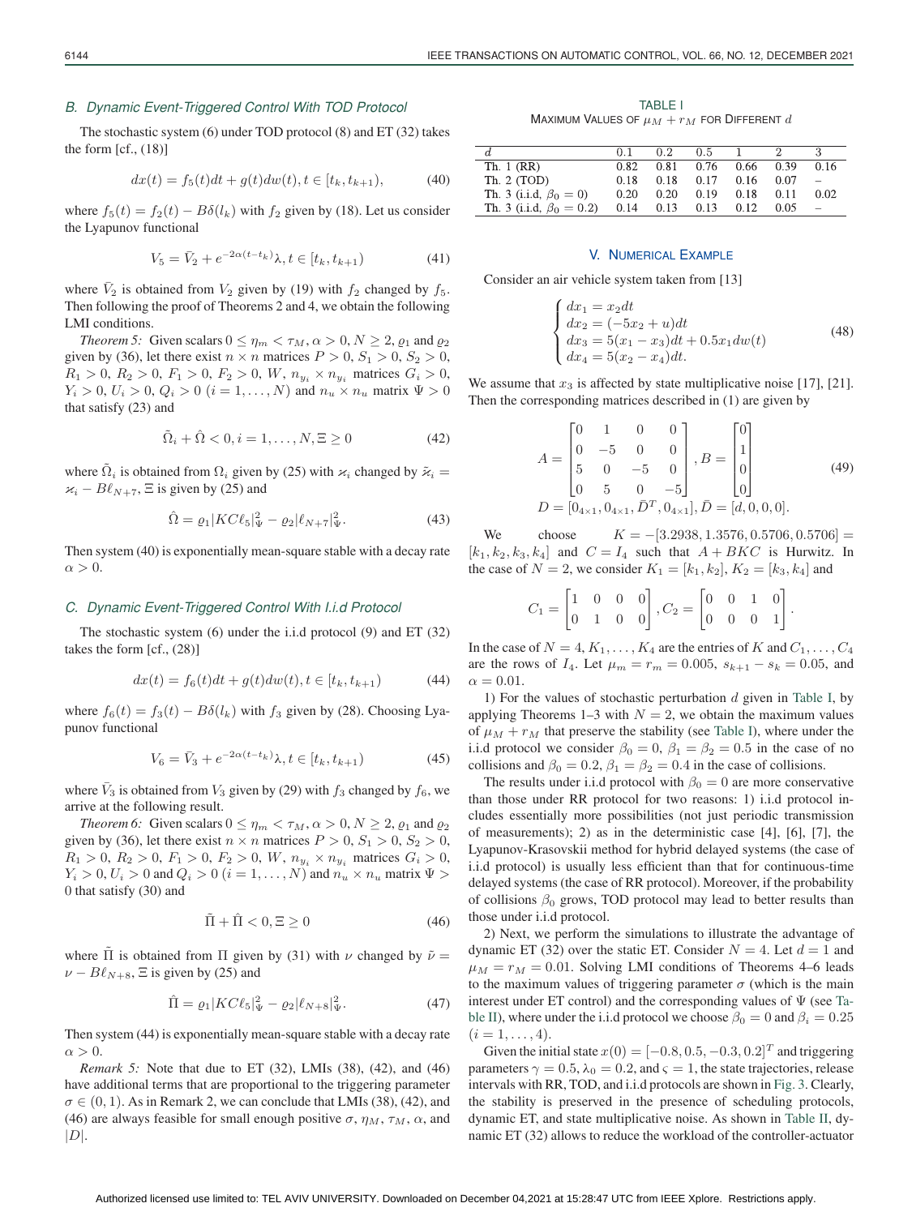### B. Dynamic Event-Triggered Control With TOD Protocol

The stochastic system (6) under TOD protocol (8) and ET (32) takes the form [cf., (18)]

$$dx(t) = f_5(t)dt + g(t)dw(t), t \in [t_k, t_{k+1}), \tag{40}$$

where $f_5(t) = f_2(t) - B\delta(l_k)$ with $f_2$ given by (18). Let us consider the Lyapunov functional

$$V_5 = \bar{V}_2 + e^{-2\alpha(t-t_k)}\lambda, t \in [t_k, t_{k+1}) \tag{41}$$

where $\bar{V}_2$ is obtained from $V_2$ given by (19) with $f_2$ changed by $f_5$. Then following the proof of Theorems 2 and 4, we obtain the following LMI conditions.

*Theorem 5:* Given scalars $0 \le \eta_m < \tau_M, \alpha > 0, N \ge 2, \varrho_1$ and $\varrho_2$ given by (36), let there exist $n \times n$ matrices $P > 0$, $S_1 > 0$, $S_2 > 0$, $R_1 > 0$, $R_2 > 0$, $F_1 > 0$, $F_2 > 0$, $W$, $n_{y_i} \times n_{y_i}$ matrices $G_i > 0$, $Y_i > 0$, $U_i > 0$, $Q_i > 0$ $(i = 1, \ldots, N)$ and $n_u \times n_u$ matrix $\Psi > 0$ that satisfy (23) and

$$\tilde{\Omega}_i + \hat{\Omega} < 0, i = 1, \ldots, N, \Xi \ge 0 \tag{42}$$

where $\tilde{\Omega}_i$ is obtained from $\Omega_i$ given by (25) with $\varkappa_i$ changed by $\tilde{\varkappa}_i = \varkappa_i - B\ell_{N+7}$, $\Xi$ is given by (25) and

$$\hat{\Omega} = \varrho_1 |KC\ell_5|^2_\Psi - \varrho_2 |\ell_{N+7}|^2_\Psi. \tag{43}$$

Then system (40) is exponentially mean-square stable with a decay rate $\alpha > 0$.

### C. Dynamic Event-Triggered Control With I.i.d Protocol

The stochastic system (6) under the i.i.d protocol (9) and ET (32) takes the form [cf., (28)]

$$dx(t) = f_6(t)dt + g(t)dw(t), t \in [t_k, t_{k+1}) \tag{44}$$

where $f_6(t) = f_3(t) - B\delta(l_k)$ with $f_3$ given by (28). Choosing Lyapunov functional

$$V_6 = \bar{V}_3 + e^{-2\alpha(t-t_k)}\lambda, t \in [t_k, t_{k+1}) \tag{45}$$

where $\bar{V}_3$ is obtained from $V_3$ given by (29) with $f_3$ changed by $f_6$, we arrive at the following result.

*Theorem 6:* Given scalars $0 \le \eta_m < \tau_M, \alpha > 0, N \ge 2, \varrho_1$ and $\varrho_2$ given by (36), let there exist $n \times n$ matrices $P > 0$, $S_1 > 0$, $S_2 > 0$, $R_1 > 0$, $R_2 > 0$, $F_1 > 0$, $F_2 > 0$, $W$, $n_{y_i} \times n_{y_i}$ matrices $G_i > 0$, $Y_i > 0, U_i > 0$ and $Q_i > 0$ $(i = 1, \ldots, N)$ and $n_u \times n_u$ matrix $\Psi > 0$ that satisfy (30) and

$$\tilde{\Pi} + \hat{\Pi} < 0, \Xi \ge 0 \tag{46}$$

where $\tilde{\Pi}$ is obtained from $\Pi$ given by (31) with $\nu$ changed by $\tilde{\nu} = \nu - B\ell_{N+8}$, $\Xi$ is given by (25) and

$$\hat{\Pi} = \varrho_1 |KC\ell_5|^2_\Psi - \varrho_2 |\ell_{N+8}|^2_\Psi. \tag{47}$$

Then system (44) is exponentially mean-square stable with a decay rate $\alpha > 0$.

*Remark 5:* Note that due to ET (32), LMIs (38), (42), and (46) have additional terms that are proportional to the triggering parameter $\sigma \in (0, 1)$. As in Remark 2, we can conclude that LMIs (38), (42), and (46) are always feasible for small enough positive $\sigma$, $\eta_M$, $\tau_M$, $\alpha$, and $|D|$.

TABLE I
MAXIMUM VALUES OF $\mu_M + r_M$ FOR DIFFERENT $d$

| $d$ | 0.1 | 0.2 | 0.5 | 1 | 2 | 3 |
|---|---|---|---|---|---|---|
| Th. 1 (RR) | 0.82 | 0.81 | 0.76 | 0.66 | 0.39 | 0.16 |
| Th. 2 (TOD) | 0.18 | 0.18 | 0.17 | 0.16 | 0.07 | – |
| Th. 3 (i.i.d, $\beta_0 = 0$) | 0.20 | 0.20 | 0.19 | 0.18 | 0.11 | 0.02 |
| Th. 3 (i.i.d, $\beta_0 = 0.2$) | 0.14 | 0.13 | 0.13 | 0.12 | 0.05 | – |

## V. Numerical Example

Consider an air vehicle system taken from [13]

$$\begin{cases} dx_1 = x_2 dt \\ dx_2 = (-5x_2 + u)dt \\ dx_3 = 5(x_1 - x_3)dt + 0.5x_1 dw(t) \\ dx_4 = 5(x_2 - x_4)dt. \end{cases} \tag{48}$$

We assume that $x_3$ is affected by state multiplicative noise [17], [21]. Then the corresponding matrices described in (1) are given by

$$A = \begin{bmatrix} 0 & 1 & 0 & 0 \\ 0 & -5 & 0 & 0 \\ 5 & 0 & -5 & 0 \\ 0 & 5 & 0 & -5 \end{bmatrix}, B = \begin{bmatrix} 0 \\ 1 \\ 0 \\ 0 \end{bmatrix} \tag{49}$$
$$D = [0_{4\times1}, 0_{4\times1}, \bar{D}^T, 0_{4\times1}], \bar{D} = [d, 0, 0, 0].$$

We choose $K = -[3.2938, 1.3576, 0.5706, 0.5706] = [k_1, k_2, k_3, k_4]$ and $C = I_4$ such that $A + BKC$ is Hurwitz. In the case of $N = 2$, we consider $K_1 = [k_1, k_2]$, $K_2 = [k_3, k_4]$ and

$$C_1 = \begin{bmatrix} 1 & 0 & 0 & 0 \\ 0 & 1 & 0 & 0 \end{bmatrix}, C_2 = \begin{bmatrix} 0 & 0 & 1 & 0 \\ 0 & 0 & 0 & 1 \end{bmatrix}.$$

In the case of $N = 4$, $K_1, \ldots, K_4$ are the entries of $K$ and $C_1, \ldots, C_4$ are the rows of $I_4$. Let $\mu_m = r_m = 0.005$, $s_{k+1} - s_k = 0.05$, and $\alpha = 0.01$.

1) For the values of stochastic perturbation $d$ given in Table I, by applying Theorems 1–3 with $N = 2$, we obtain the maximum values of $\mu_M + r_M$ that preserve the stability (see Table I), where under the i.i.d protocol we consider $\beta_0 = 0$, $\beta_1 = \beta_2 = 0.5$ in the case of no collisions and $\beta_0 = 0.2$, $\beta_1 = \beta_2 = 0.4$ in the case of collisions.

The results under i.i.d protocol with $\beta_0 = 0$ are more conservative than those under RR protocol for two reasons: 1) i.i.d protocol includes essentially more possibilities (not just periodic transmission of measurements); 2) as in the deterministic case [4], [6], [7], the Lyapunov-Krasovskii method for hybrid delayed systems (the case of i.i.d protocol) is usually less efficient than that for continuous-time delayed systems (the case of RR protocol). Moreover, if the probability of collisions $\beta_0$ grows, TOD protocol may lead to better results than those under i.i.d protocol.

2) Next, we perform the simulations to illustrate the advantage of dynamic ET (32) over the static ET. Consider $N = 4$. Let $d = 1$ and $\mu_M = r_M = 0.01$. Solving LMI conditions of Theorems 4–6 leads to the maximum values of triggering parameter $\sigma$ (which is the main interest under ET control) and the corresponding values of $\Psi$ (see Table II), where under the i.i.d protocol we choose $\beta_0 = 0$ and $\beta_i = 0.25$ $(i = 1, \ldots, 4)$.

Given the initial state $x(0) = [-0.8, 0.5, -0.3, 0.2]^T$ and triggering parameters $\gamma = 0.5$, $\lambda_0 = 0.2$, and $\varsigma = 1$, the state trajectories, release intervals with RR, TOD, and i.i.d protocols are shown in Fig. 3. Clearly, the stability is preserved in the presence of scheduling protocols, dynamic ET, and state multiplicative noise. As shown in Table II, dynamic ET (32) allows to reduce the workload of the controller-actuator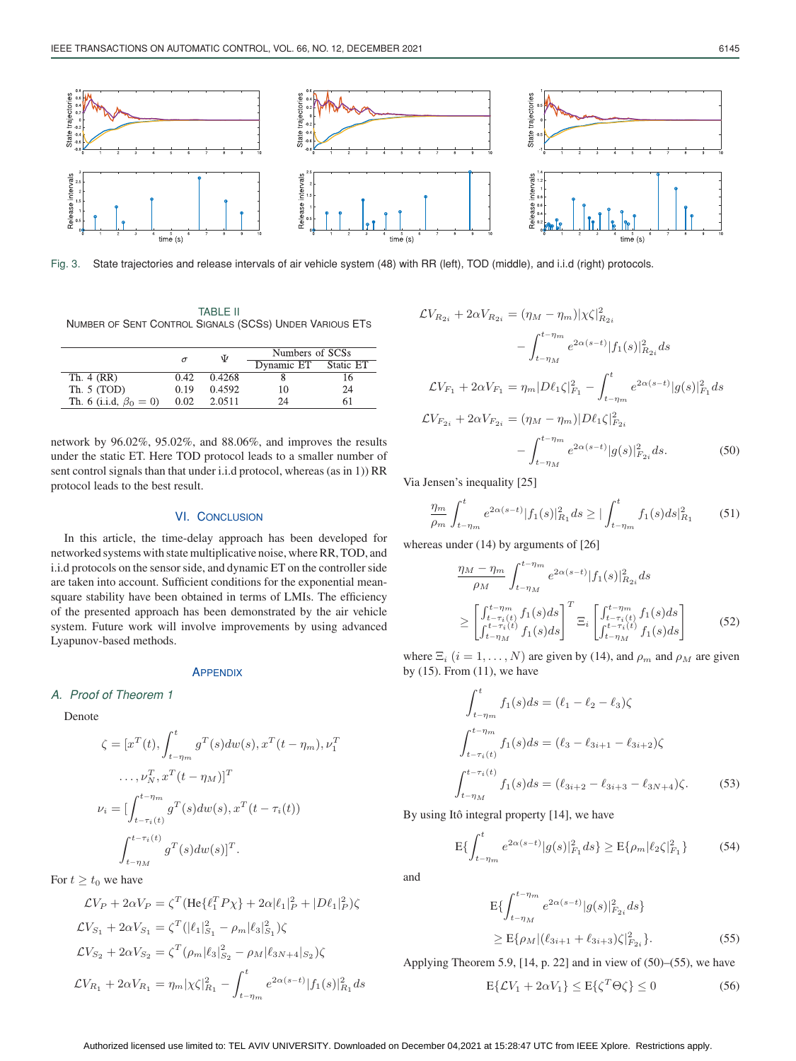Fig. 3. State trajectories and release intervals of air vehicle system (48) with RR (left), TOD (middle), and i.i.d (right) protocols.

TABLE II
NUMBER OF SENT CONTROL SIGNALS (SCSS) UNDER VARIOUS ETS

| | $\sigma$ | $\Psi$ | Numbers of SCSs | |
|---|---|---|---|---|
| | | | Dynamic ET | Static ET |
| Th. 4 (RR) | 0.42 | 0.4268 | 8 | 16 |
| Th. 5 (TOD) | 0.19 | 0.4592 | 10 | 24 |
| Th. 6 (i.i.d, $\beta_0 = 0$) | 0.02 | 2.0511 | 24 | 61 |

network by 96.02%, 95.02%, and 88.06%, and improves the results under the static ET. Here TOD protocol leads to a smaller number of sent control signals than that under i.i.d protocol, whereas (as in 1)) RR protocol leads to the best result.

## VI. CONCLUSION

In this article, the time-delay approach has been developed for networked systems with state multiplicative noise, where RR, TOD, and i.i.d protocols on the sensor side, and dynamic ET on the controller side are taken into account. Sufficient conditions for the exponential mean-square stability have been obtained in terms of LMIs. The efficiency of the presented approach has been demonstrated by the air vehicle system. Future work will involve improvements by using advanced Lyapunov-based methods.

## APPENDIX

### A. Proof of Theorem 1

Denote

$$\zeta = [x^T(t), \int_{t-\eta_m}^{t} g^T(s)dw(s), x^T(t-\eta_m), \nu_1^T$$
$$\ldots, \nu_N^T, x^T(t-\eta_M)]^T$$
$$\nu_i = [\int_{t-\tau_i(t)}^{t-\eta_m} g^T(s)dw(s), x^T(t-\tau_i(t))$$
$$\int_{t-\eta_M}^{t-\tau_i(t)} g^T(s)dw(s)]^T.$$

For $t \geq t_0$ we have

$$\mathcal{L}V_P + 2\alpha V_P = \zeta^T(\mathrm{He}\{\ell_1^T P\chi\} + 2\alpha|\ell_1|_P^2 + |D\ell_1|_P^2)\zeta$$
$$\mathcal{L}V_{S_1} + 2\alpha V_{S_1} = \zeta^T(|\ell_1|_{S_1}^2 - \rho_m|\ell_3|_{S_1}^2)\zeta$$
$$\mathcal{L}V_{S_2} + 2\alpha V_{S_2} = \zeta^T(\rho_m|\ell_3|_{S_2}^2 - \rho_M|\ell_{3N+4}|_{S_2})\zeta$$
$$\mathcal{L}V_{R_1} + 2\alpha V_{R_1} = \eta_m|\chi\zeta|_{R_1}^2 - \int_{t-\eta_m}^{t} e^{2\alpha(s-t)}|f_1(s)|_{R_1}^2 ds$$
$$\mathcal{L}V_{R_{2i}} + 2\alpha V_{R_{2i}} = (\eta_M - \eta_m)|\chi\zeta|_{R_{2i}}^2 - \int_{t-\eta_M}^{t-\eta_m} e^{2\alpha(s-t)}|f_1(s)|_{R_{2i}}^2 ds$$
$$\mathcal{L}V_{F_1} + 2\alpha V_{F_1} = \eta_m|D\ell_1\zeta|_{F_1}^2 - \int_{t-\eta_m}^{t} e^{2\alpha(s-t)}|g(s)|_{F_1}^2 ds$$
$$\mathcal{L}V_{F_{2i}} + 2\alpha V_{F_{2i}} = (\eta_M - \eta_m)|D\ell_1\zeta|_{F_{2i}}^2 - \int_{t-\eta_M}^{t-\eta_m} e^{2\alpha(s-t)}|g(s)|_{F_{2i}}^2 ds. \quad (50)$$

Via Jensen's inequality [25]

$$\frac{\eta_m}{\rho_m}\int_{t-\eta_m}^{t} e^{2\alpha(s-t)}|f_1(s)|_{R_1}^2 ds \geq |\int_{t-\eta_m}^{t} f_1(s)ds|_{R_1}^2 \quad (51)$$

whereas under (14) by arguments of [26]

$$\frac{\eta_M - \eta_m}{\rho_M}\int_{t-\eta_M}^{t-\eta_m} e^{2\alpha(s-t)}|f_1(s)|_{R_{2i}}^2 ds \geq \begin{bmatrix} \int_{t-\tau_i(t)}^{t-\eta_m} f_1(s)ds \\ \int_{t-\eta_M}^{t-\tau_i(t)} f_1(s)ds \end{bmatrix}^T \Xi_i \begin{bmatrix} \int_{t-\tau_i(t)}^{t-\eta_m} f_1(s)ds \\ \int_{t-\eta_M}^{t-\tau_i(t)} f_1(s)ds \end{bmatrix} \quad (52)$$

where $\Xi_i$ $(i = 1, \ldots, N)$ are given by (14), and $\rho_m$ and $\rho_M$ are given by (15). From (11), we have

$$\int_{t-\eta_m}^{t} f_1(s)ds = (\ell_1 - \ell_2 - \ell_3)\zeta$$
$$\int_{t-\tau_i(t)}^{t-\eta_m} f_1(s)ds = (\ell_3 - \ell_{3i+1} - \ell_{3i+2})\zeta$$
$$\int_{t-\eta_M}^{t-\tau_i(t)} f_1(s)ds = (\ell_{3i+2} - \ell_{3i+3} - \ell_{3N+4})\zeta. \quad (53)$$

By using Itô integral property [14], we have

$$\mathrm{E}\{\int_{t-\eta_m}^{t} e^{2\alpha(s-t)}|g(s)|_{F_1}^2 ds\} \geq \mathrm{E}\{\rho_m|\ell_2\zeta|_{F_1}^2\} \quad (54)$$

and

$$\mathrm{E}\{\int_{t-\eta_M}^{t-\eta_m} e^{2\alpha(s-t)}|g(s)|_{F_{2i}}^2 ds\} \geq \mathrm{E}\{\rho_M|(\ell_{3i+1} + \ell_{3i+3})\zeta|_{F_{2i}}^2\}. \quad (55)$$

Applying Theorem 5.9, [14, p. 22] and in view of (50)–(55), we have

$$\mathrm{E}\{\mathcal{L}V_1 + 2\alpha V_1\} \leq \mathrm{E}\{\zeta^T\Theta\zeta\} \leq 0 \quad (56)$$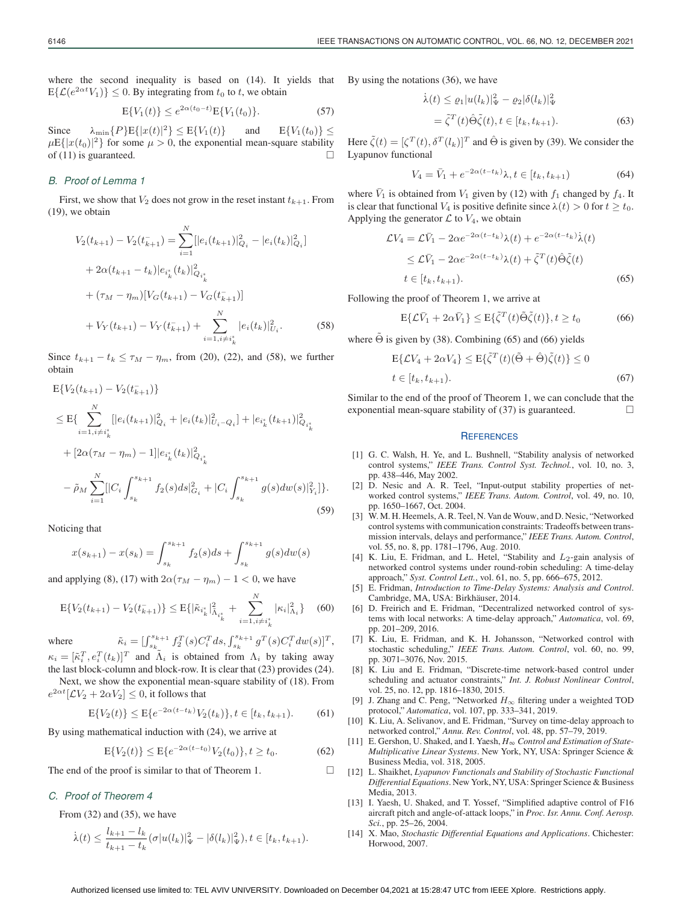where the second inequality is based on (14). It yields that $\mathrm{E}\{\mathcal{L}(e^{2\alpha t}V_1)\} \leq 0$. By integrating from $t_0$ to $t$, we obtain

$$\mathrm{E}\{V_1(t)\} \leq e^{2\alpha(t_0-t)}\mathrm{E}\{V_1(t_0)\}. \tag{57}$$

Since $\lambda_{\min}\{P\}\mathrm{E}\{|x(t)|^2\} \leq \mathrm{E}\{V_1(t)\}$ and $\mathrm{E}\{V_1(t_0)\} \leq \mu\mathrm{E}\{|x(t_0)|^2\}$ for some $\mu > 0$, the exponential mean-square stability of (11) is guaranteed. □

### *B. Proof of Lemma 1*

First, we show that $V_2$ does not grow in the reset instant $t_{k+1}$. From (19), we obtain

$$\begin{aligned}
V_2(t_{k+1}) - V_2(t_{k+1}^-) &= \sum_{i=1}^{N}[|e_i(t_{k+1})|_{Q_i}^2 - |e_i(t_k)|_{Q_i}^2] \\
&+ 2\alpha(t_{k+1} - t_k)|e_{i_k^*}(t_k)|_{Q_{i_k^*}}^2 \\
&+ (\tau_M - \eta_m)[V_G(t_{k+1}) - V_G(t_{k+1}^-)] \\
&+ V_Y(t_{k+1}) - V_Y(t_{k+1}^-) + \sum_{i=1, i\neq i_k^*}^{N} |e_i(t_k)|_{U_i}^2.
\end{aligned} \tag{58}$$

Since $t_{k+1} - t_k \leq \tau_M - \eta_m$, from (20), (22), and (58), we further obtain

$$\begin{aligned}
&\mathrm{E}\{V_2(t_{k+1}) - V_2(t_{k+1}^-)\} \\
&\leq \mathrm{E}\{\sum_{i=1, i\neq i_k^*}^{N}[|e_i(t_{k+1})|_{Q_i}^2 + |e_i(t_k)|_{U_i - Q_i}^2] + |e_{i_k^*}(t_{k+1})|_{Q_{i_k^*}}^2 \\
&+ [2\alpha(\tau_M - \eta_m) - 1]|e_{i_k^*}(t_k)|_{Q_{i_k^*}}^2 \\
&- \tilde{\rho}_M \sum_{i=1}^{N}[|C_i \int_{s_k}^{s_{k+1}} f_2(s)ds|_{G_i}^2 + |C_i \int_{s_k}^{s_{k+1}} g(s)dw(s)|_{Y_i}^2]\}.
\end{aligned} \tag{59}$$

Noticing that

$$x(s_{k+1}) - x(s_k) = \int_{s_k}^{s_{k+1}} f_2(s)ds + \int_{s_k}^{s_{k+1}} g(s)dw(s)$$

and applying (8), (17) with $2\alpha(\tau_M - \eta_m) - 1 < 0$, we have

$$\mathrm{E}\{V_2(t_{k+1}) - V_2(t_{k+1}^-)\} \leq \mathrm{E}\{|\tilde{\kappa}_{i_k^*}|_{\tilde{\Lambda}_{i_k^*}}^2 + \sum_{i=1, i\neq i_k^*}^{N} |\kappa_i|_{\Lambda_i}^2\} \tag{60}$$

where $\tilde{\kappa}_i = [\int_{s_k}^{s_{k+1}} f_2^T(s)C_i^T ds, \int_{s_k}^{s_{k+1}} g^T(s)C_i^T dw(s)]^T$, $\kappa_i = [\tilde{\kappa}_i^T, e_i^T(t_k)]^T$ and $\tilde{\Lambda}_i$ is obtained from $\Lambda_i$ by taking away the last block-column and block-row. It is clear that (23) provides (24).

Next, we show the exponential mean-square stability of (18). From $e^{2\alpha t}[\mathcal{L}V_2 + 2\alpha V_2] \leq 0$, it follows that

$$\mathrm{E}\{V_2(t)\} \leq \mathrm{E}\{e^{-2\alpha(t-t_k)}V_2(t_k)\}, t \in [t_k, t_{k+1}). \tag{61}$$

By using mathematical induction with (24), we arrive at

$$\mathrm{E}\{V_2(t)\} \leq \mathrm{E}\{e^{-2\alpha(t-t_0)}V_2(t_0)\}, t \geq t_0. \tag{62}$$

The end of the proof is similar to that of Theorem 1. □

### *C. Proof of Theorem 4*

From (32) and (35), we have

$$\dot{\lambda}(t) \leq \frac{l_{k+1} - l_k}{t_{k+1} - t_k}(\sigma|u(l_k)|_\Psi^2 - |\delta(l_k)|_\Psi^2), t \in [t_k, t_{k+1}).$$

By using the notations (36), we have

$$\begin{aligned}
\dot{\lambda}(t) &\leq \varrho_1|u(l_k)|_\Psi^2 - \varrho_2|\delta(l_k)|_\Psi^2 \\
&= \tilde{\zeta}^T(t)\hat{\Theta}\tilde{\zeta}(t), t \in [t_k, t_{k+1}).
\end{aligned} \tag{63}$$

Here $\tilde{\zeta}(t) = [\zeta^T(t), \delta^T(l_k)]^T$ and $\hat{\Theta}$ is given by (39). We consider the Lyapunov functional

$$V_4 = \bar{V}_1 + e^{-2\alpha(t-t_k)}\lambda, t \in [t_k, t_{k+1}) \tag{64}$$

where $\bar{V}_1$ is obtained from $V_1$ given by (12) with $f_1$ changed by $f_4$. It is clear that functional $V_4$ is positive definite since $\lambda(t) > 0$ for $t \geq t_0$. Applying the generator $\mathcal{L}$ to $V_4$, we obtain

$$\begin{aligned}
\mathcal{L}V_4 &= \mathcal{L}\bar{V}_1 - 2\alpha e^{-2\alpha(t-t_k)}\lambda(t) + e^{-2\alpha(t-t_k)}\dot{\lambda}(t) \\
&\leq \mathcal{L}\bar{V}_1 - 2\alpha e^{-2\alpha(t-t_k)}\lambda(t) + \tilde{\zeta}^T(t)\hat{\Theta}\tilde{\zeta}(t) \\
&t \in [t_k, t_{k+1}).
\end{aligned} \tag{65}$$

Following the proof of Theorem 1, we arrive at

$$\mathrm{E}\{\mathcal{L}\bar{V}_1 + 2\alpha\bar{V}_1\} \leq \mathrm{E}\{\tilde{\zeta}^T(t)\tilde{\Theta}\tilde{\zeta}(t)\}, t \geq t_0 \tag{66}$$

where $\tilde{\Theta}$ is given by (38). Combining (65) and (66) yields

$$\begin{aligned}
&\mathrm{E}\{\mathcal{L}V_4 + 2\alpha V_4\} \leq \mathrm{E}\{\tilde{\zeta}^T(t)(\tilde{\Theta} + \hat{\Theta})\tilde{\zeta}(t)\} \leq 0 \\
&t \in [t_k, t_{k+1}).
\end{aligned} \tag{67}$$

Similar to the end of the proof of Theorem 1, we can conclude that the exponential mean-square stability of (37) is guaranteed. □

## References

[1] G. C. Walsh, H. Ye, and L. Bushnell, "Stability analysis of networked control systems," *IEEE Trans. Control Syst. Technol.*, vol. 10, no. 3, pp. 438–446, May 2002.

[2] D. Nesic and A. R. Teel, "Input-output stability properties of networked control systems," *IEEE Trans. Autom. Control*, vol. 49, no. 10, pp. 1650–1667, Oct. 2004.

[3] W. M. H. Heemels, A. R. Teel, N. Van de Wouw, and D. Nesic, "Networked control systems with communication constraints: Tradeoffs between transmission intervals, delays and performance," *IEEE Trans. Autom. Control*, vol. 55, no. 8, pp. 1781–1796, Aug. 2010.

[4] K. Liu, E. Fridman, and L. Hetel, "Stability and $L_2$-gain analysis of networked control systems under round-robin scheduling: A time-delay approach," *Syst. Control Lett.*, vol. 61, no. 5, pp. 666–675, 2012.

[5] E. Fridman, *Introduction to Time-Delay Systems: Analysis and Control*. Cambridge, MA, USA: Birkhäuser, 2014.

[6] D. Freirich and E. Fridman, "Decentralized networked control of systems with local networks: A time-delay approach," *Automatica*, vol. 69, pp. 201–209, 2016.

[7] K. Liu, E. Fridman, and K. H. Johansson, "Networked control with stochastic scheduling," *IEEE Trans. Autom. Control*, vol. 60, no. 99, pp. 3071–3076, Nov. 2015.

[8] K. Liu and E. Fridman, "Discrete-time network-based control under scheduling and actuator constraints," *Int. J. Robust Nonlinear Control*, vol. 25, no. 12, pp. 1816–1830, 2015.

[9] J. Zhang and C. Peng, "Networked $H_\infty$ filtering under a weighted TOD protocol," *Automatica*, vol. 107, pp. 333–341, 2019.

[10] K. Liu, A. Selivanov, and E. Fridman, "Survey on time-delay approach to networked control," *Annu. Rev. Control*, vol. 48, pp. 57–79, 2019.

[11] E. Gershon, U. Shaked, and I. Yaesh, *$H_\infty$ Control and Estimation of State-Multiplicative Linear Systems*. New York, NY, USA: Springer Science & Business Media, vol. 318, 2005.

[12] L. Shaikhet, *Lyapunov Functionals and Stability of Stochastic Functional Differential Equations*. New York, NY, USA: Springer Science & Business Media, 2013.

[13] I. Yaesh, U. Shaked, and T. Yossef, "Simplified adaptive control of F16 aircraft pitch and angle-of-attack loops," in *Proc. Isr. Annu. Conf. Aerosp. Sci.*, pp. 25–26, 2004.

[14] X. Mao, *Stochastic Differential Equations and Applications*. Chichester: Horwood, 2007.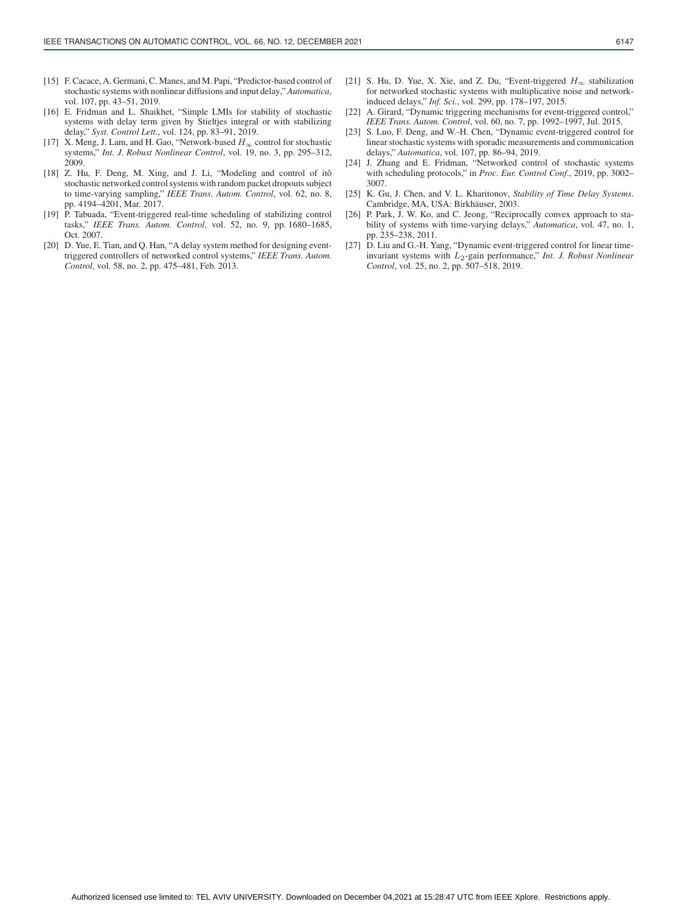[15] F. Cacace, A. Germani, C. Manes, and M. Papi, "Predictor-based control of stochastic systems with nonlinear diffusions and input delay," *Automatica*, vol. 107, pp. 43–51, 2019.

[16] E. Fridman and L. Shaikhet, "Simple LMIs for stability of stochastic systems with delay term given by Stieltjes integral or with stabilizing delay," *Syst. Control Lett.*, vol. 124, pp. 83–91, 2019.

[17] X. Meng, J. Lam, and H. Gao, "Network-based $H_\infty$ control for stochastic systems," *Int. J. Robust Nonlinear Control*, vol. 19, no. 3, pp. 295–312, 2009.

[18] Z. Hu, F. Deng, M. Xing, and J. Li, "Modeling and control of itô stochastic networked control systems with random packet dropouts subject to time-varying sampling," *IEEE Trans. Autom. Control*, vol. 62, no. 8, pp. 4194–4201, Mar. 2017.

[19] P. Tabuada, "Event-triggered real-time scheduling of stabilizing control tasks," *IEEE Trans. Autom. Control*, vol. 52, no. 9, pp. 1680–1685, Oct. 2007.

[20] D. Yue, E. Tian, and Q. Han, "A delay system method for designing event-triggered controllers of networked control systems," *IEEE Trans. Autom. Control*, vol. 58, no. 2, pp. 475–481, Feb. 2013.

[21] S. Hu, D. Yue, X. Xie, and Z. Du, "Event-triggered $H_\infty$ stabilization for networked stochastic systems with multiplicative noise and network-induced delays," *Inf. Sci.*, vol. 299, pp. 178–197, 2015.

[22] A. Girard, "Dynamic triggering mechanisms for event-triggered control," *IEEE Trans. Autom. Control*, vol. 60, no. 7, pp. 1992–1997, Jul. 2015.

[23] S. Luo, F. Deng, and W.-H. Chen, "Dynamic event-triggered control for linear stochastic systems with sporadic measurements and communication delays," *Automatica*, vol. 107, pp. 86–94, 2019.

[24] J. Zhang and E. Fridman, "Networked control of stochastic systems with scheduling protocols," in *Proc. Eur. Control Conf.*, 2019, pp. 3002–3007.

[25] K. Gu, J. Chen, and V. L. Kharitonov, *Stability of Time Delay Systems*. Cambridge, MA, USA: Birkhäuser, 2003.

[26] P. Park, J. W. Ko, and C. Jeong, "Reciprocally convex approach to stability of systems with time-varying delays," *Automatica*, vol. 47, no. 1, pp. 235–238, 2011.

[27] D. Liu and G.-H. Yang, "Dynamic event-triggered control for linear time-invariant systems with $L_2$-gain performance," *Int. J. Robust Nonlinear Control*, vol. 25, no. 2, pp. 507–518, 2019.